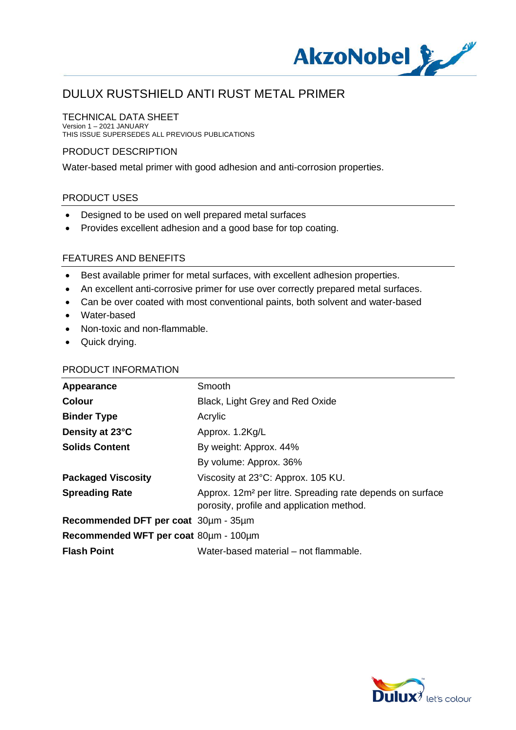# DULUX RUSTSHIELD ANTI RUST METAL PRIMER

## TECHNICAL DATA SHEET

Version 1 – 2021 JANUARY
THIS ISSUE SUPERSEDES ALL PREVIOUS PUBLICATIONS

## PRODUCT DESCRIPTION

Water-based metal primer with good adhesion and anti-corrosion properties.

## PRODUCT USES

- Designed to be used on well prepared metal surfaces
- Provides excellent adhesion and a good base for top coating.

## FEATURES AND BENEFITS

- Best available primer for metal surfaces, with excellent adhesion properties.
- An excellent anti-corrosive primer for use over correctly prepared metal surfaces.
- Can be over coated with most conventional paints, both solvent and water-based
- Water-based
- Non-toxic and non-flammable.
- Quick drying.

## PRODUCT INFORMATION

| | |
|---|---|
| **Appearance** | Smooth |
| **Colour** | Black, Light Grey and Red Oxide |
| **Binder Type** | Acrylic |
| **Density at 23°C** | Approx. 1.2Kg/L |
| **Solids Content** | By weight: Approx. 44% |
| | By volume: Approx. 36% |
| **Packaged Viscosity** | Viscosity at 23°C: Approx. 105 KU. |
| **Spreading Rate** | Approx. 12m² per litre. Spreading rate depends on surface porosity, profile and application method. |
| **Recommended DFT per coat** | 30µm - 35µm |
| **Recommended WFT per coat** | 80µm - 100µm |
| **Flash Point** | Water-based material – not flammable. |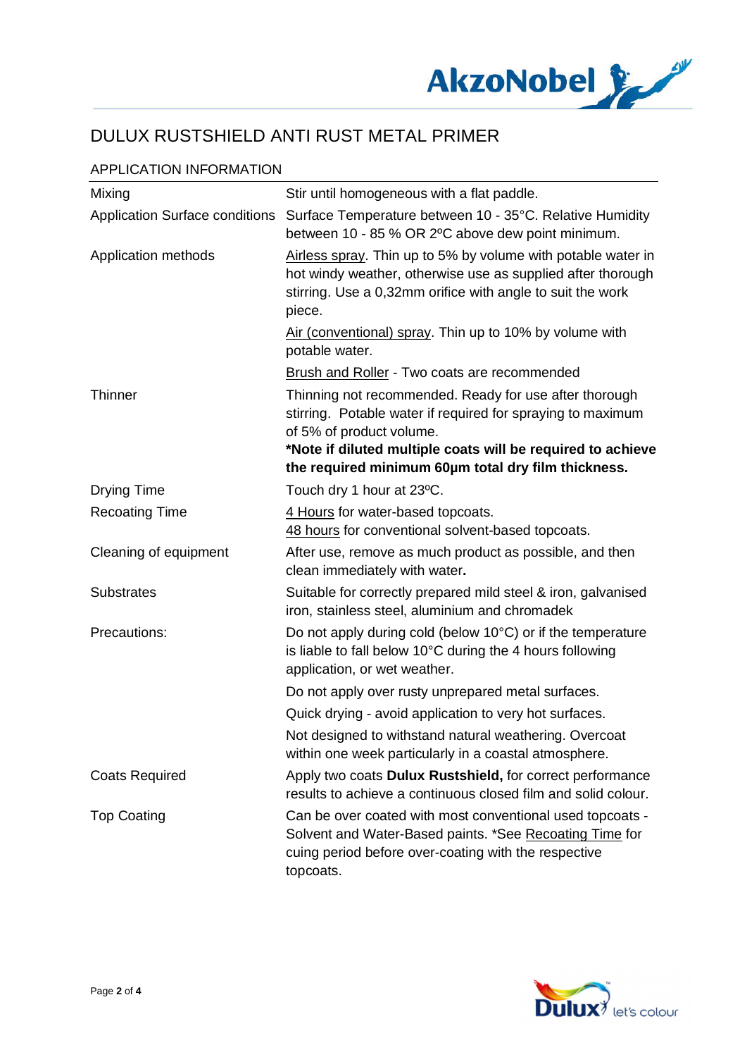# DULUX RUSTSHIELD ANTI RUST METAL PRIMER

## APPLICATION INFORMATION

| | |
|---|---|
| Mixing | Stir until homogeneous with a flat paddle. |
| Application Surface conditions | Surface Temperature between 10 - 35°C. Relative Humidity between 10 - 85 % OR 2ºC above dew point minimum. |
| Application methods | <u>Airless spray</u>. Thin up to 5% by volume with potable water in hot windy weather, otherwise use as supplied after thorough stirring. Use a 0,32mm orifice with angle to suit the work piece. |
| | <u>Air (conventional) spray</u>. Thin up to 10% by volume with potable water. |
| | <u>Brush and Roller</u> - Two coats are recommended |
| Thinner | Thinning not recommended. Ready for use after thorough stirring. Potable water if required for spraying to maximum of 5% of product volume. **\*Note if diluted multiple coats will be required to achieve the required minimum 60µm total dry film thickness.** |
| Drying Time | Touch dry 1 hour at 23ºC. |
| Recoating Time | <u>4 Hours</u> for water-based topcoats. <u>48 hours</u> for conventional solvent-based topcoats. |
| Cleaning of equipment | After use, remove as much product as possible, and then clean immediately with water. |
| Substrates | Suitable for correctly prepared mild steel & iron, galvanised iron, stainless steel, aluminium and chromadek |
| Precautions: | Do not apply during cold (below 10°C) or if the temperature is liable to fall below 10°C during the 4 hours following application, or wet weather. |
| | Do not apply over rusty unprepared metal surfaces. |
| | Quick drying - avoid application to very hot surfaces. |
| | Not designed to withstand natural weathering. Overcoat within one week particularly in a coastal atmosphere. |
| Coats Required | Apply two coats **Dulux Rustshield,** for correct performance results to achieve a continuous closed film and solid colour. |
| Top Coating | Can be over coated with most conventional used topcoats - Solvent and Water-Based paints. \*See <u>Recoating Time</u> for cuing period before over-coating with the respective topcoats. |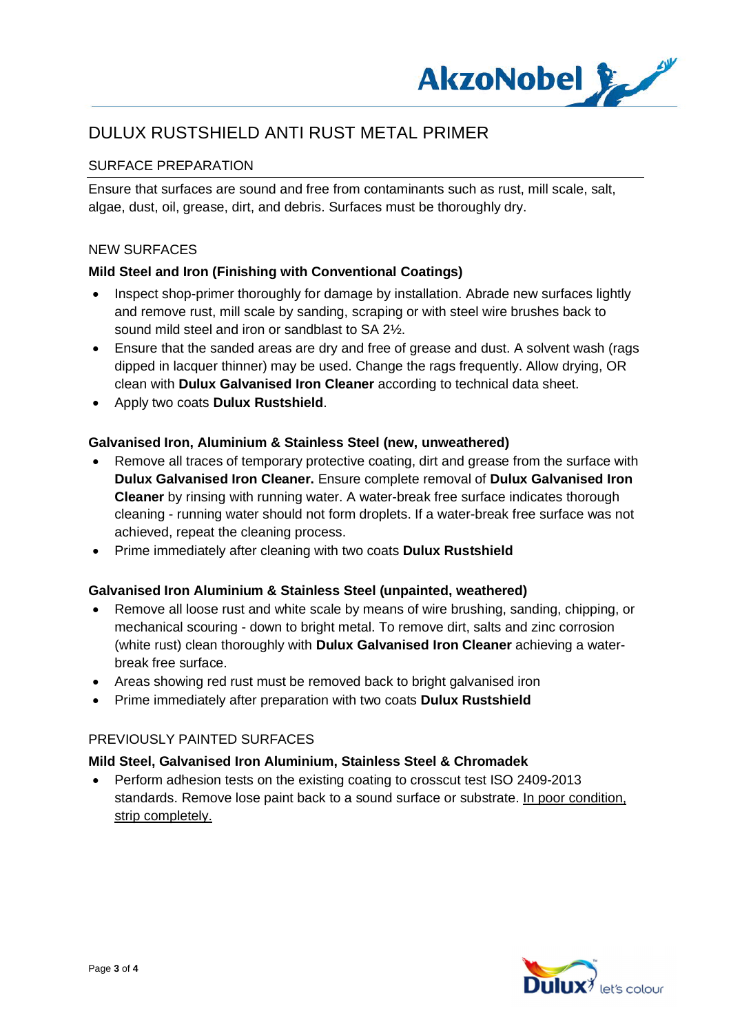# DULUX RUSTSHIELD ANTI RUST METAL PRIMER

## SURFACE PREPARATION

Ensure that surfaces are sound and free from contaminants such as rust, mill scale, salt, algae, dust, oil, grease, dirt, and debris. Surfaces must be thoroughly dry.

### NEW SURFACES

**Mild Steel and Iron (Finishing with Conventional Coatings)**

- Inspect shop-primer thoroughly for damage by installation. Abrade new surfaces lightly and remove rust, mill scale by sanding, scraping or with steel wire brushes back to sound mild steel and iron or sandblast to SA 2½.
- Ensure that the sanded areas are dry and free of grease and dust. A solvent wash (rags dipped in lacquer thinner) may be used. Change the rags frequently. Allow drying, OR clean with **Dulux Galvanised Iron Cleaner** according to technical data sheet.
- Apply two coats **Dulux Rustshield**.

**Galvanised Iron, Aluminium & Stainless Steel (new, unweathered)**

- Remove all traces of temporary protective coating, dirt and grease from the surface with **Dulux Galvanised Iron Cleaner.** Ensure complete removal of **Dulux Galvanised Iron Cleaner** by rinsing with running water. A water-break free surface indicates thorough cleaning - running water should not form droplets. If a water-break free surface was not achieved, repeat the cleaning process.
- Prime immediately after cleaning with two coats **Dulux Rustshield**

**Galvanised Iron Aluminium & Stainless Steel (unpainted, weathered)**

- Remove all loose rust and white scale by means of wire brushing, sanding, chipping, or mechanical scouring - down to bright metal. To remove dirt, salts and zinc corrosion (white rust) clean thoroughly with **Dulux Galvanised Iron Cleaner** achieving a water-break free surface.
- Areas showing red rust must be removed back to bright galvanised iron
- Prime immediately after preparation with two coats **Dulux Rustshield**

### PREVIOUSLY PAINTED SURFACES

**Mild Steel, Galvanised Iron Aluminium, Stainless Steel & Chromadek**

- Perform adhesion tests on the existing coating to crosscut test ISO 2409-2013 standards. Remove lose paint back to a sound surface or substrate. <u>In poor condition, strip completely.</u>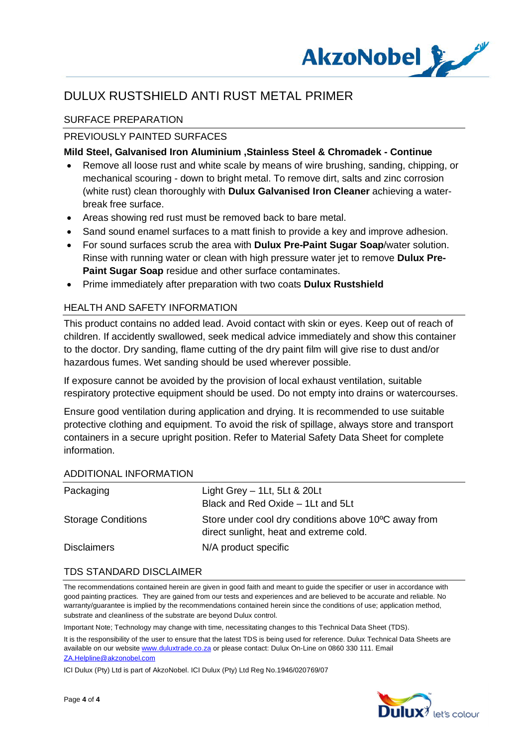# DULUX RUSTSHIELD ANTI RUST METAL PRIMER

## SURFACE PREPARATION

### PREVIOUSLY PAINTED SURFACES

**Mild Steel, Galvanised Iron Aluminium ,Stainless Steel & Chromadek - Continue**

- Remove all loose rust and white scale by means of wire brushing, sanding, chipping, or mechanical scouring - down to bright metal. To remove dirt, salts and zinc corrosion (white rust) clean thoroughly with **Dulux Galvanised Iron Cleaner** achieving a water-break free surface.
- Areas showing red rust must be removed back to bare metal.
- Sand sound enamel surfaces to a matt finish to provide a key and improve adhesion.
- For sound surfaces scrub the area with **Dulux Pre-Paint Sugar Soap**/water solution. Rinse with running water or clean with high pressure water jet to remove **Dulux Pre-Paint Sugar Soap** residue and other surface contaminates.
- Prime immediately after preparation with two coats **Dulux Rustshield**

## HEALTH AND SAFETY INFORMATION

This product contains no added lead. Avoid contact with skin or eyes. Keep out of reach of children. If accidently swallowed, seek medical advice immediately and show this container to the doctor. Dry sanding, flame cutting of the dry paint film will give rise to dust and/or hazardous fumes. Wet sanding should be used wherever possible.

If exposure cannot be avoided by the provision of local exhaust ventilation, suitable respiratory protective equipment should be used. Do not empty into drains or watercourses.

Ensure good ventilation during application and drying. It is recommended to use suitable protective clothing and equipment. To avoid the risk of spillage, always store and transport containers in a secure upright position. Refer to Material Safety Data Sheet for complete information.

## ADDITIONAL INFORMATION

| | |
|---|---|
| Packaging | Light Grey – 1Lt, 5Lt & 20Lt<br>Black and Red Oxide – 1Lt and 5Lt |
| Storage Conditions | Store under cool dry conditions above 10ºC away from direct sunlight, heat and extreme cold. |
| Disclaimers | N/A product specific |

## TDS STANDARD DISCLAIMER

The recommendations contained herein are given in good faith and meant to guide the specifier or user in accordance with good painting practices. They are gained from our tests and experiences and are believed to be accurate and reliable. No warranty/guarantee is implied by the recommendations contained herein since the conditions of use; application method, substrate and cleanliness of the substrate are beyond Dulux control.

Important Note; Technology may change with time, necessitating changes to this Technical Data Sheet (TDS).

It is the responsibility of the user to ensure that the latest TDS is being used for reference. Dulux Technical Data Sheets are available on our website www.duluxtrade.co.za or please contact: Dulux On-Line on 0860 330 111. Email ZA.Helpline@akzonobel.com

ICI Dulux (Pty) Ltd is part of AkzoNobel. ICI Dulux (Pty) Ltd Reg No.1946/020769/07